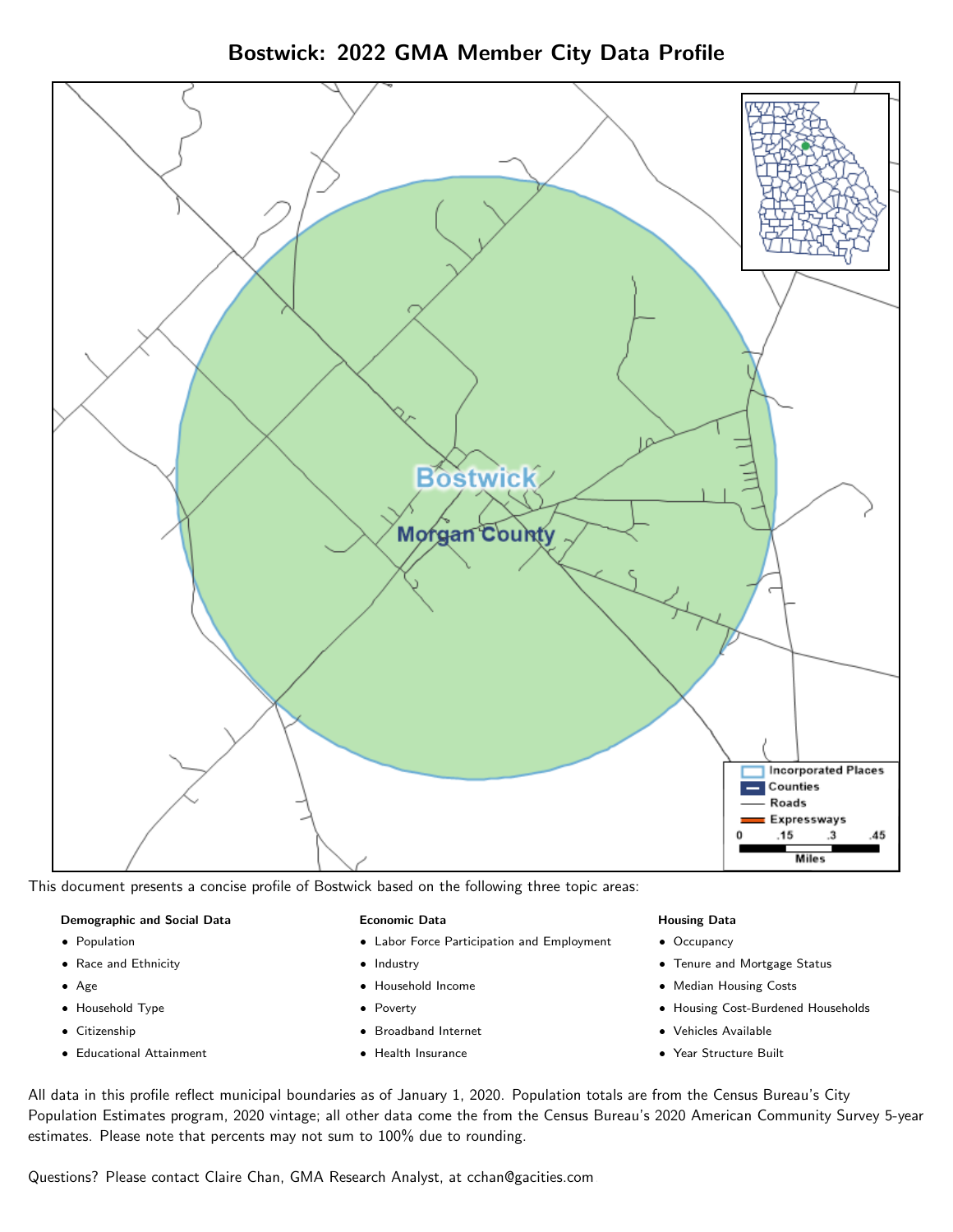# Bostwick: 2022 GMA Member City Data Profile

This document presents a concise profile of Bostwick based on the following three topic areas:

**Demographic and Social Data**

- Population
- Race and Ethnicity
- Age
- Household Type
- Citizenship
- Educational Attainment

**Economic Data**

- Labor Force Participation and Employment
- Industry
- Household Income
- Poverty
- Broadband Internet
- Health Insurance

**Housing Data**

- Occupancy
- Tenure and Mortgage Status
- Median Housing Costs
- Housing Cost-Burdened Households
- Vehicles Available
- Year Structure Built

All data in this profile reflect municipal boundaries as of January 1, 2020. Population totals are from the Census Bureau's City Population Estimates program, 2020 vintage; all other data come the from the Census Bureau's 2020 American Community Survey 5-year estimates. Please note that percents may not sum to 100% due to rounding.

Questions? Please contact Claire Chan, GMA Research Analyst, at cchan@gacities.com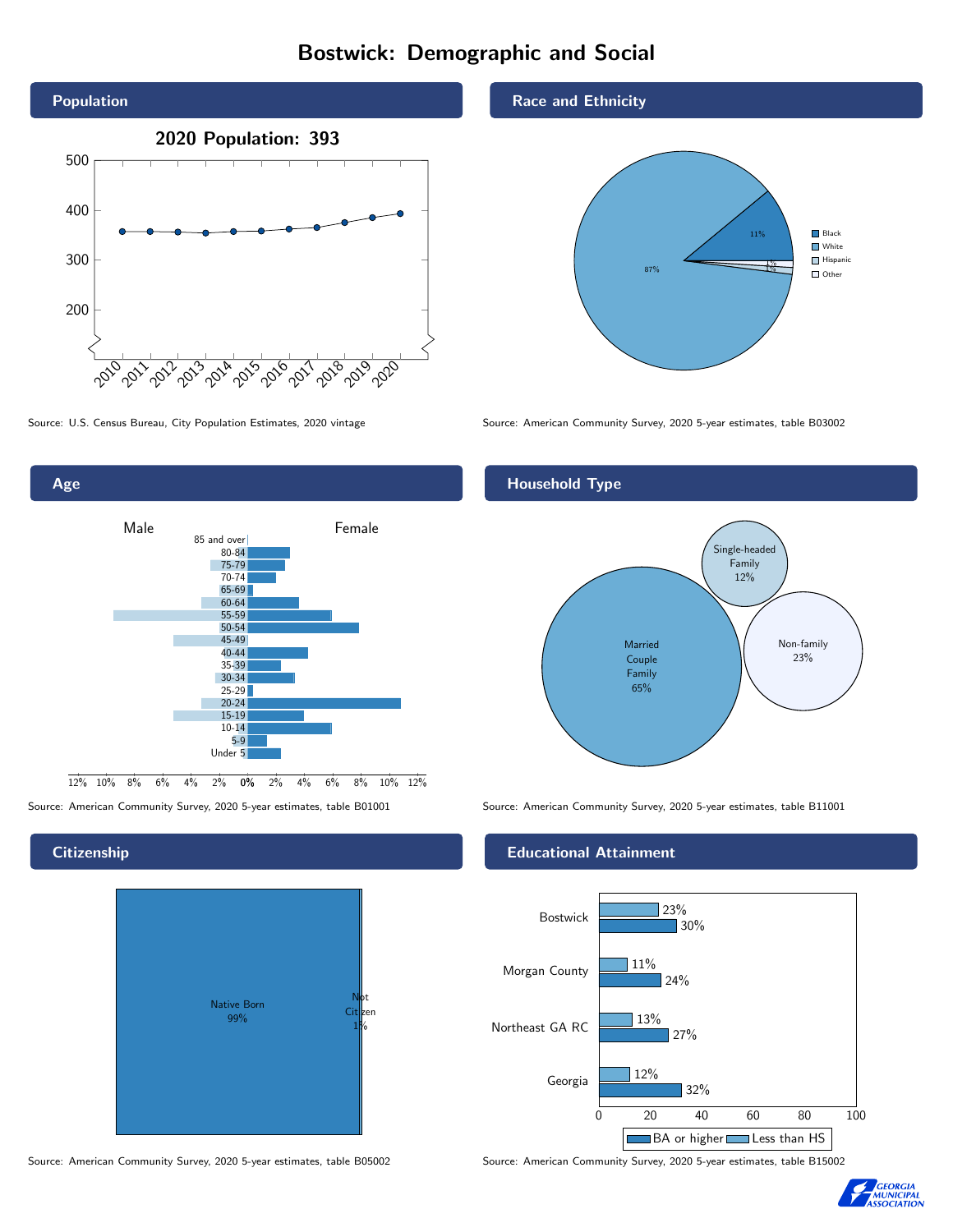# Bostwick: Demographic and Social

## Population

**2020 Population: 393**

Source: U.S. Census Bureau, City Population Estimates, 2020 vintage

## Race and Ethnicity

| | Percent |
|---|---|
| Black | 11% |
| White | 87% |
| Hispanic | 1% |
| Other | 1% |

Source: American Community Survey, 2020 5-year estimates, table B03002

## Age

Male / Female

Age groups: 85 and over, 80-84, 75-79, 70-74, 65-69, 60-64, 55-59, 50-54, 45-49, 40-44, 35-39, 30-34, 25-29, 20-24, 15-19, 10-14, 5-9, Under 5

Source: American Community Survey, 2020 5-year estimates, table B01001

## Household Type

| Household Type | Percent |
|---|---|
| Married Couple Family | 65% |
| Single-headed Family | 12% |
| Non-family | 23% |

Source: American Community Survey, 2020 5-year estimates, table B11001

## Citizenship

| Citizenship | Percent |
|---|---|
| Native Born | 99% |
| Not Citizen | 1% |

Source: American Community Survey, 2020 5-year estimates, table B05002

## Educational Attainment

| | Less than HS | BA or higher |
|---|---|---|
| Bostwick | 23% | 30% |
| Morgan County | 11% | 24% |
| Northeast GA RC | 13% | 27% |
| Georgia | 12% | 32% |

Source: American Community Survey, 2020 5-year estimates, table B15002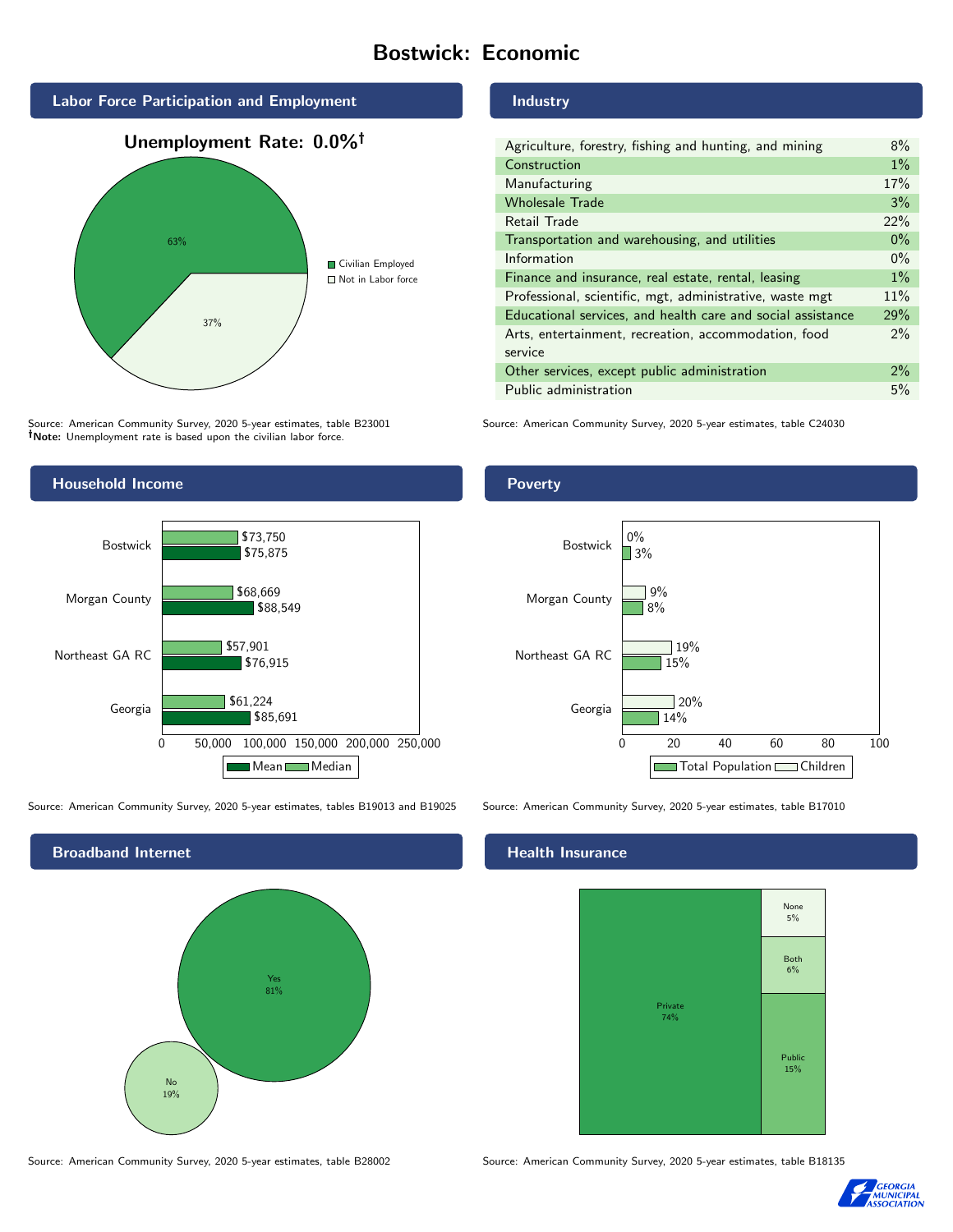# Bostwick: Economic

## Labor Force Participation and Employment

**Unemployment Rate: 0.0%†**

| Category | Percent |
| --- | --- |
| Civilian Employed | 63% |
| Not in Labor force | 37% |

Source: American Community Survey, 2020 5-year estimates, table B23001
**†Note:** Unemployment rate is based upon the civilian labor force.

## Industry

| Industry | Percent |
| --- | --- |
| Agriculture, forestry, fishing and hunting, and mining | 8% |
| Construction | 1% |
| Manufacturing | 17% |
| Wholesale Trade | 3% |
| Retail Trade | 22% |
| Transportation and warehousing, and utilities | 0% |
| Information | 0% |
| Finance and insurance, real estate, rental, leasing | 1% |
| Professional, scientific, mgt, administrative, waste mgt | 11% |
| Educational services, and health care and social assistance | 29% |
| Arts, entertainment, recreation, accommodation, food service | 2% |
| Other services, except public administration | 2% |
| Public administration | 5% |

Source: American Community Survey, 2020 5-year estimates, table C24030

## Household Income

| | Median | Mean |
| --- | --- | --- |
| Bostwick | $73,750 | $75,875 |
| Morgan County | $68,669 | $88,549 |
| Northeast GA RC | $57,901 | $76,915 |
| Georgia | $61,224 | $85,691 |

Source: American Community Survey, 2020 5-year estimates, tables B19013 and B19025

## Poverty

| | Children | Total Population |
| --- | --- | --- |
| Bostwick | 0% | 3% |
| Morgan County | 9% | 8% |
| Northeast GA RC | 19% | 15% |
| Georgia | 20% | 14% |

Source: American Community Survey, 2020 5-year estimates, table B17010

## Broadband Internet

| | Percent |
| --- | --- |
| Yes | 81% |
| No | 19% |

Source: American Community Survey, 2020 5-year estimates, table B28002

## Health Insurance

| | Percent |
| --- | --- |
| Private | 74% |
| Public | 15% |
| Both | 6% |
| None | 5% |

Source: American Community Survey, 2020 5-year estimates, table B18135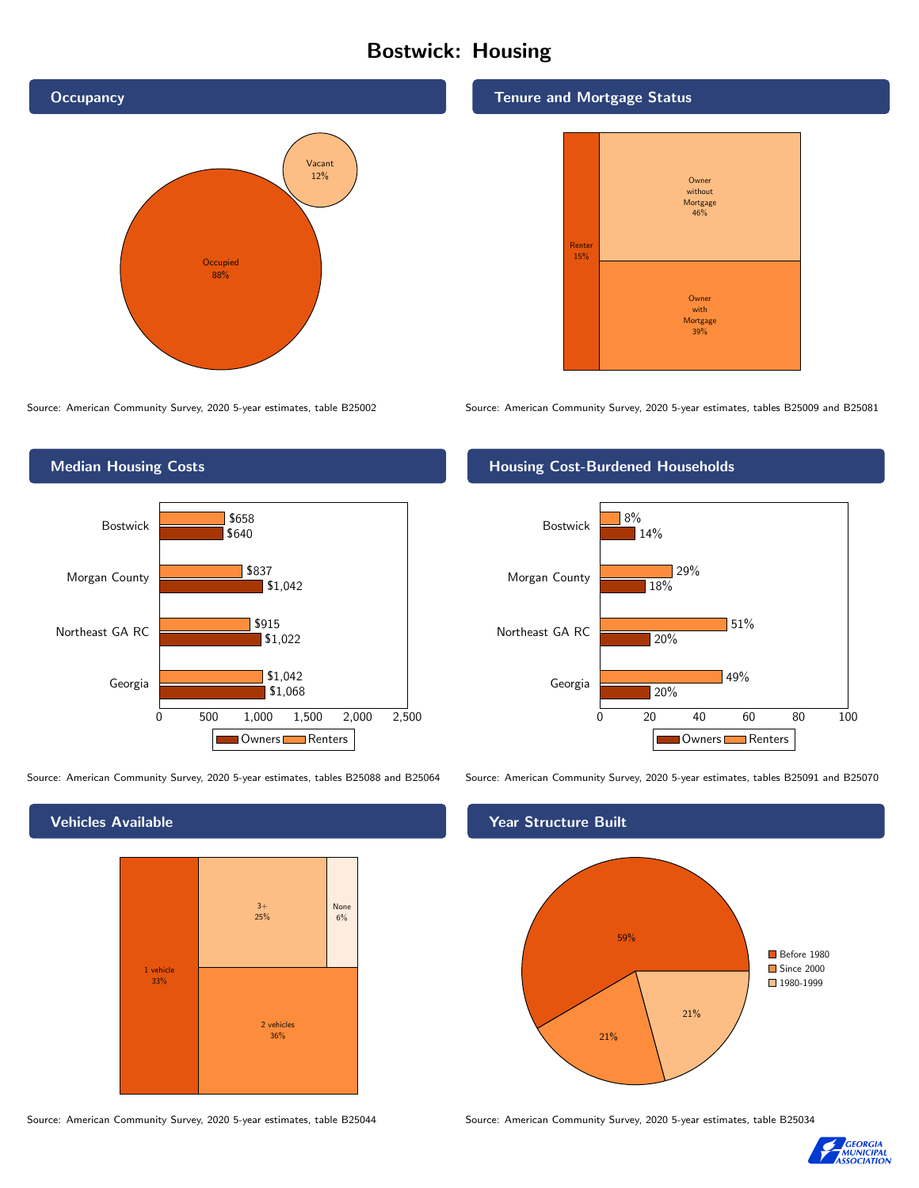# Bostwick: Housing

## Occupancy

Vacant
12%

Occupied
88%

Source: American Community Survey, 2020 5-year estimates, table B25002

## Tenure and Mortgage Status

Renter
15%

Owner without Mortgage
46%

Owner with Mortgage
39%

Source: American Community Survey, 2020 5-year estimates, tables B25009 and B25081

## Median Housing Costs

Bostwick
$658
$640

Morgan County
$837
$1,042

Northeast GA RC
$915
$1,022

Georgia
$1,042
$1,068

0 500 1,000 1,500 2,000 2,500

Owners Renters

Source: American Community Survey, 2020 5-year estimates, tables B25088 and B25064

## Housing Cost-Burdened Households

Bostwick
8%
14%

Morgan County
29%
18%

Northeast GA RC
51%
20%

Georgia
49%
20%

0 20 40 60 80 100

Owners Renters

Source: American Community Survey, 2020 5-year estimates, tables B25091 and B25070

## Vehicles Available

1 vehicle
33%

3+
25%

None
6%

2 vehicles
36%

Source: American Community Survey, 2020 5-year estimates, table B25044

## Year Structure Built

59%

21%

21%

Before 1980
Since 2000
1980-1999

Source: American Community Survey, 2020 5-year estimates, table B25034